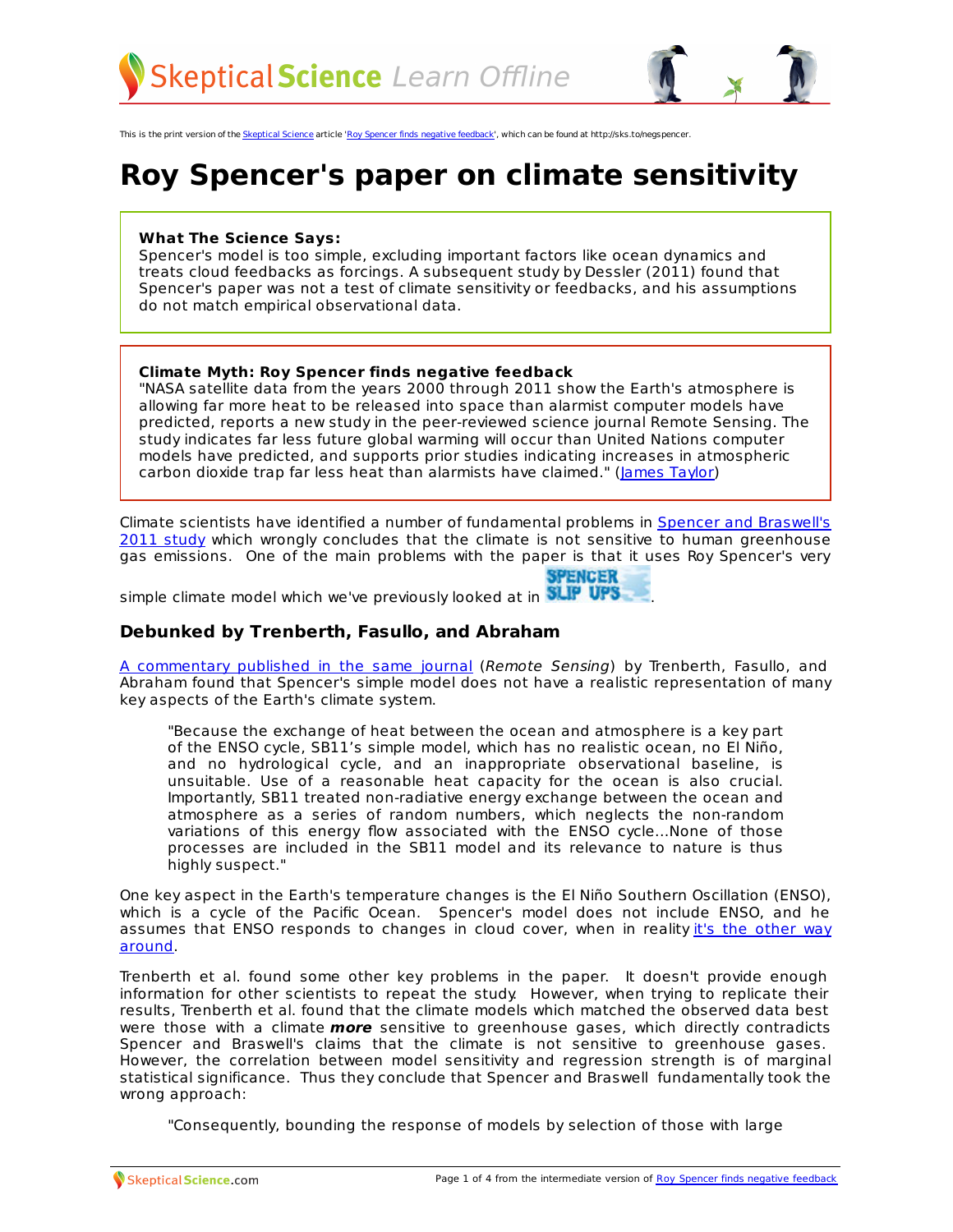This is the print version of the Skeptical Science article 'Roy Spencer finds negative feedback', which can be found at http://sks.to/negspencer.

# Roy Spencer's paper on climate sensitivity

**What The Science Says:**
Spencer's model is too simple, excluding important factors like ocean dynamics and treats cloud feedbacks as forcings. A subsequent study by Dessler (2011) found that Spencer's paper was not a test of climate sensitivity or feedbacks, and his assumptions do not match empirical observational data.

**Climate Myth: Roy Spencer finds negative feedback**
"NASA satellite data from the years 2000 through 2011 show the Earth's atmosphere is allowing far more heat to be released into space than alarmist computer models have predicted, reports a new study in the peer-reviewed science journal Remote Sensing. The study indicates far less future global warming will occur than United Nations computer models have predicted, and supports prior studies indicating increases in atmospheric carbon dioxide trap far less heat than alarmists have claimed." (James Taylor)

Climate scientists have identified a number of fundamental problems in Spencer and Braswell's 2011 study which wrongly concludes that the climate is not sensitive to human greenhouse gas emissions. One of the main problems with the paper is that it uses Roy Spencer's very simple climate model which we've previously looked at in SPENCER SLIP UPS.

## Debunked by Trenberth, Fasullo, and Abraham

A commentary published in the same journal (*Remote Sensing*) by Trenberth, Fasullo, and Abraham found that Spencer's simple model does not have a realistic representation of many key aspects of the Earth's climate system.

> "Because the exchange of heat between the ocean and atmosphere is a key part of the ENSO cycle, SB11's simple model, which has no realistic ocean, no El Niño, and no hydrological cycle, and an inappropriate observational baseline, is unsuitable. Use of a reasonable heat capacity for the ocean is also crucial. Importantly, SB11 treated non-radiative energy exchange between the ocean and atmosphere as a series of random numbers, which neglects the non-random variations of this energy flow associated with the ENSO cycle...None of those processes are included in the SB11 model and its relevance to nature is thus highly suspect."

One key aspect in the Earth's temperature changes is the El Niño Southern Oscillation (ENSO), which is a cycle of the Pacific Ocean. Spencer's model does not include ENSO, and he assumes that ENSO responds to changes in cloud cover, when in reality it's the other way around.

Trenberth et al. found some other key problems in the paper. It doesn't provide enough information for other scientists to repeat the study. However, when trying to replicate their results, Trenberth et al. found that the climate models which matched the observed data best were those with a climate ***more*** sensitive to greenhouse gases, which directly contradicts Spencer and Braswell's claims that the climate is not sensitive to greenhouse gases. However, the correlation between model sensitivity and regression strength is of marginal statistical significance. Thus they conclude that Spencer and Braswell fundamentally took the wrong approach:

> "Consequently, bounding the response of models by selection of those with large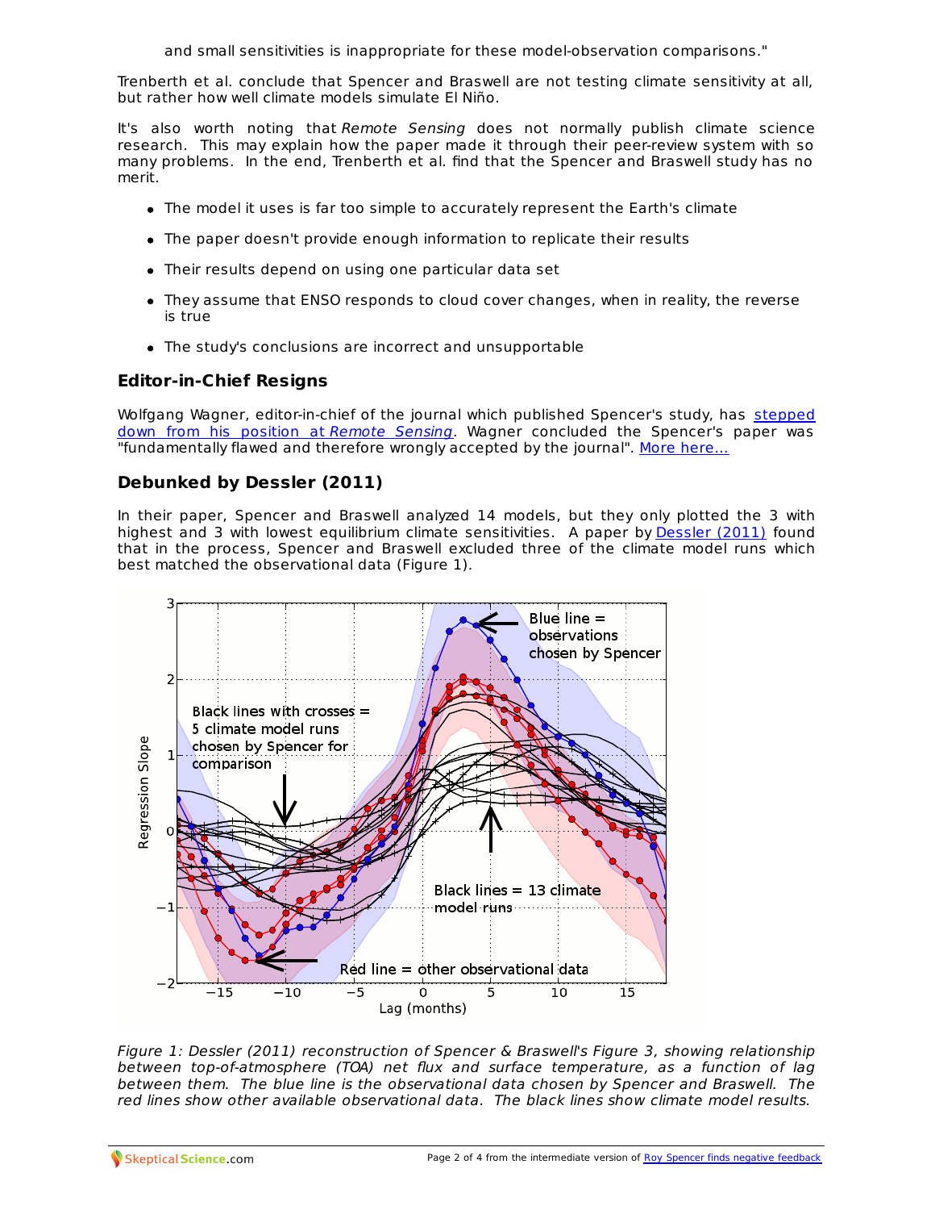and small sensitivities is inappropriate for these model-observation comparisons."

Trenberth et al. conclude that Spencer and Braswell are not testing climate sensitivity at all, but rather how well climate models simulate El Niño.

It's also worth noting that *Remote Sensing* does not normally publish climate science research. This may explain how the paper made it through their peer-review system with so many problems. In the end, Trenberth et al. find that the Spencer and Braswell study has no merit.

- The model it uses is far too simple to accurately represent the Earth's climate
- The paper doesn't provide enough information to replicate their results
- Their results depend on using one particular data set
- They assume that ENSO responds to cloud cover changes, when in reality, the reverse is true
- The study's conclusions are incorrect and unsupportable

## Editor-in-Chief Resigns

Wolfgang Wagner, editor-in-chief of the journal which published Spencer's study, has stepped down from his position at *Remote Sensing*. Wagner concluded the Spencer's paper was "fundamentally flawed and therefore wrongly accepted by the journal". More here...

## Debunked by Dessler (2011)

In their paper, Spencer and Braswell analyzed 14 models, but they only plotted the 3 with highest and 3 with lowest equilibrium climate sensitivities. A paper by Dessler (2011) found that in the process, Spencer and Braswell excluded three of the climate model runs which best matched the observational data (Figure 1).

*Figure 1: Dessler (2011) reconstruction of Spencer & Braswell's Figure 3, showing relationship between top-of-atmosphere (TOA) net flux and surface temperature, as a function of lag between them. The blue line is the observational data chosen by Spencer and Braswell. The red lines show other available observational data. The black lines show climate model results.*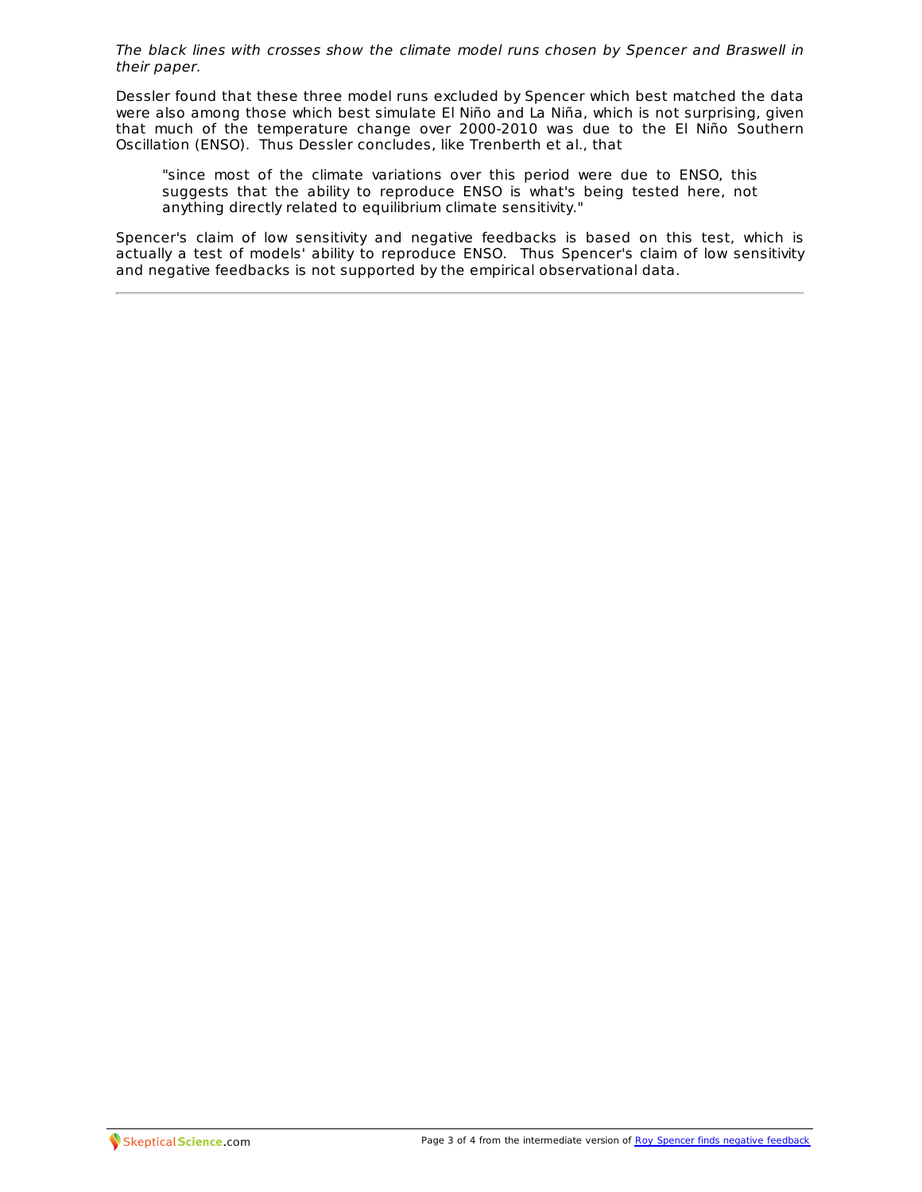*The black lines with crosses show the climate model runs chosen by Spencer and Braswell in their paper.*

Dessler found that these three model runs excluded by Spencer which best matched the data were also among those which best simulate El Niño and La Niña, which is not surprising, given that much of the temperature change over 2000-2010 was due to the El Niño Southern Oscillation (ENSO). Thus Dessler concludes, like Trenberth et al., that

> "since most of the climate variations over this period were due to ENSO, this suggests that the ability to reproduce ENSO is what's being tested here, not anything directly related to equilibrium climate sensitivity."

Spencer's claim of low sensitivity and negative feedbacks is based on this test, which is actually a test of models' ability to reproduce ENSO. Thus Spencer's claim of low sensitivity and negative feedbacks is not supported by the empirical observational data.

---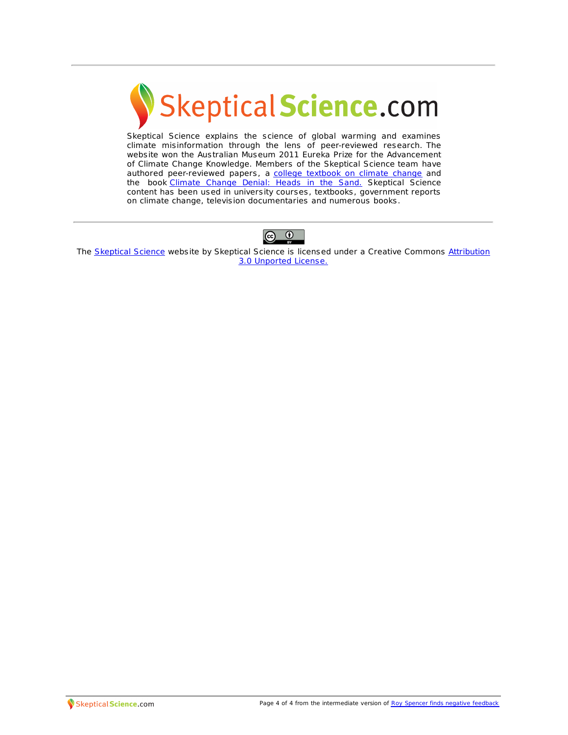Skeptical Science explains the science of global warming and examines climate misinformation through the lens of peer-reviewed research. The website won the Australian Museum 2011 Eureka Prize for the Advancement of Climate Change Knowledge. Members of the Skeptical Science team have authored peer-reviewed papers, a college textbook on climate change and the book Climate Change Denial: Heads in the Sand. Skeptical Science content has been used in university courses, textbooks, government reports on climate change, television documentaries and numerous books.

The Skeptical Science website by Skeptical Science is licensed under a Creative Commons Attribution 3.0 Unported License.